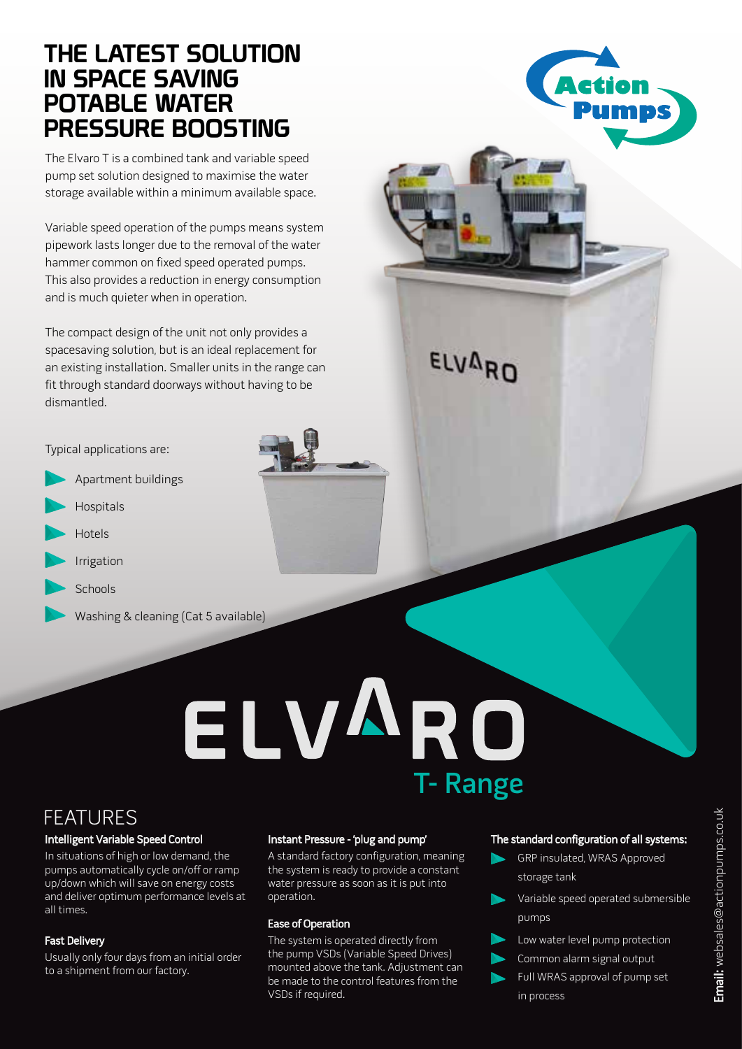# THE LATEST SOLUTION IN SPACE SAVING POTABLE WATER PRESSURE BOOSTING

The Elvaro T is a combined tank and variable speed pump set solution designed to maximise the water storage available within a minimum available space.

Variable speed operation of the pumps means system pipework lasts longer due to the removal of the water hammer common on fixed speed operated pumps. This also provides a reduction in energy consumption and is much quieter when in operation.

The compact design of the unit not only provides a spacesaving solution, but is an ideal replacement for an existing installation. Smaller units in the range can fit through standard doorways without having to be dismantled.

Typical applications are:

- Apartment buildings
- Hospitals
- Hotels
- Irrigation
- Schools
- Washing & cleaning (Cat 5 available)

# ELVARO

## T- Range

## FEATURES

### Intelligent Variable Speed Control

In situations of high or low demand, the pumps automatically cycle on/off or ramp up/down which will save on energy costs and deliver optimum performance levels at all times.

### Fast Delivery

Usually only four days from an initial order to a shipment from our factory.

### Instant Pressure - 'plug and pump'

A standard factory configuration, meaning the system is ready to provide a constant water pressure as soon as it is put into operation.

### Ease of Operation

The system is operated directly from the pump VSDs (Variable Speed Drives) mounted above the tank. Adjustment can be made to the control features from the VSDs if required.

### The standard configuration of all systems:

- GRP insulated, WRAS Approved storage tank
- Variable speed operated submersible pumps
- Low water level pump protection
- Common alarm signal output
- Full WRAS approval of pump set in process

**Email:** websales@actionpumps.co.uk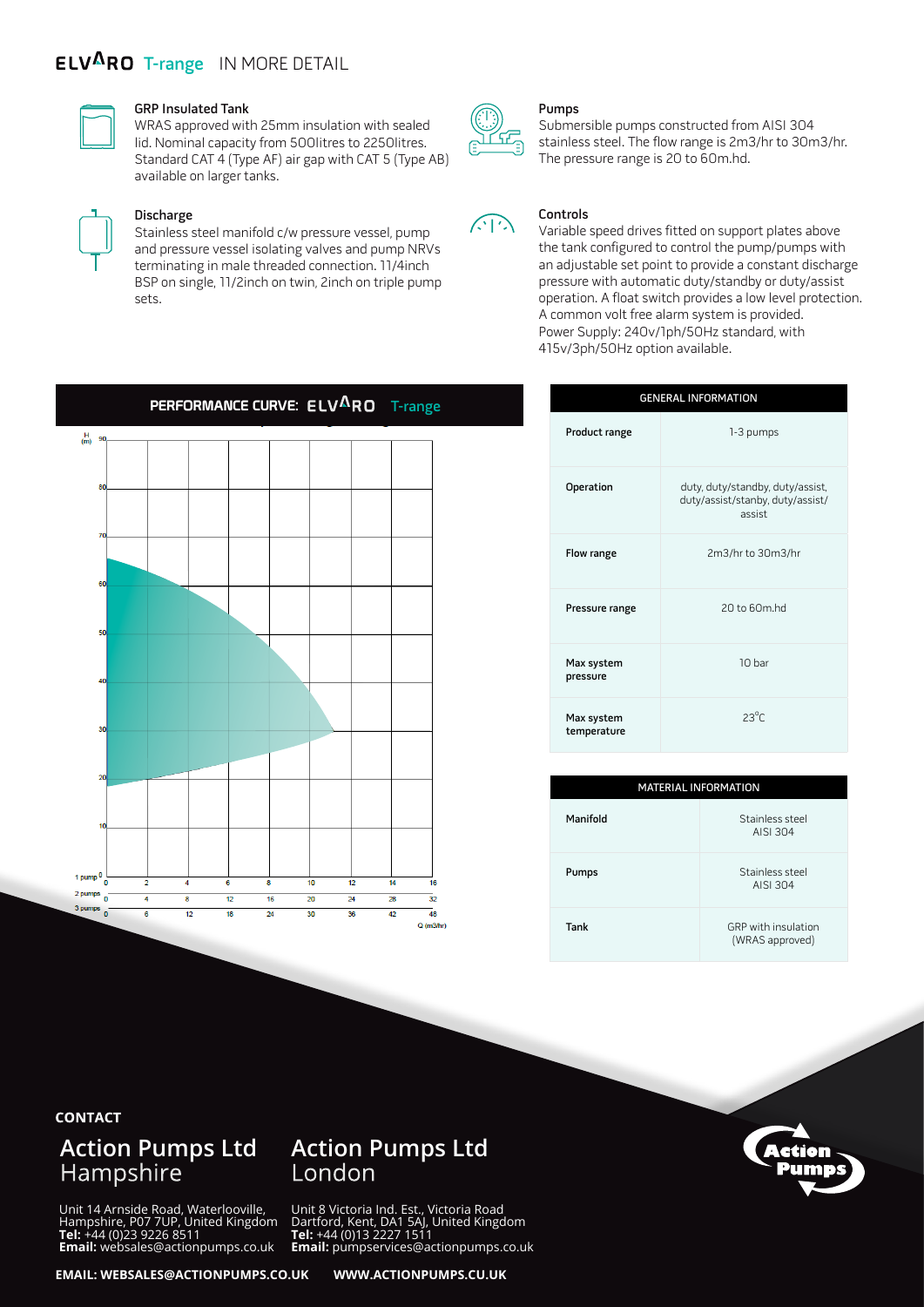# ELVARO T-range IN MORE DETAIL

### GRP Insulated Tank

WRAS approved with 25mm insulation with sealed lid. Nominal capacity from 500litres to 2250litres. Standard CAT 4 (Type AF) air gap with CAT 5 (Type AB) available on larger tanks.

### Discharge

Stainless steel manifold c/w pressure vessel, pump and pressure vessel isolating valves and pump NRVs terminating in male threaded connection. 11/4inch BSP on single, 11/2inch on twin, 2inch on triple pump sets.

### Pumps

Submersible pumps constructed from AISI 304 stainless steel. The flow range is 2m3/hr to 30m3/hr. The pressure range is 20 to 60m.hd.

### Controls

Variable speed drives fitted on support plates above the tank configured to control the pump/pumps with an adjustable set point to provide a constant discharge pressure with automatic duty/standby or duty/assist operation. A float switch provides a low level protection. A common volt free alarm system is provided.
Power Supply: 240v/1ph/50Hz standard, with 415v/3ph/50Hz option available.

## PERFORMANCE CURVE: ELVARO T-range

H (m)
90
80
70
60
50
40
30
20
10
1 pump 0: 0 2 4 6 8 10 12 14 16
2 pumps: 0 4 8 12 16 20 24 28 32
3 pumps: 0 6 12 18 24 30 36 42 48
Q (m3/hr)

| GENERAL INFORMATION | |
|---|---|
| Product range | 1-3 pumps |
| Operation | duty, duty/standby, duty/assist, duty/assist/stanby, duty/assist/assist |
| Flow range | 2m3/hr to 30m3/hr |
| Pressure range | 20 to 60m.hd |
| Max system pressure | 10 bar |
| Max system temperature | 23°C |

| MATERIAL INFORMATION | |
|---|---|
| Manifold | Stainless steel AISI 304 |
| Pumps | Stainless steel AISI 304 |
| Tank | GRP with insulation (WRAS approved) |

**CONTACT**

## Action Pumps Ltd Hampshire

Unit 14 Arnside Road, Waterlooville, Hampshire, P07 7UP, United Kingdom
**Tel:** +44 (0)23 9226 8511
**Email:** websales@actionpumps.co.uk

## Action Pumps Ltd London

Unit 8 Victoria Ind. Est., Victoria Road Dartford, Kent, DA1 5AJ, United Kingdom
**Tel:** +44 (0)13 2227 1511
**Email:** pumpservices@actionpumps.co.uk

**EMAIL: WEBSALES@ACTIONPUMPS.CO.UK** **WWW.ACTIONPUMPS.CU.UK**